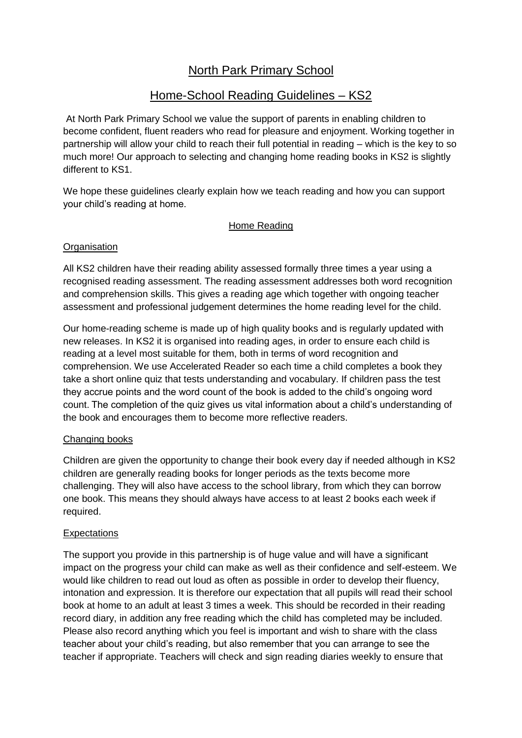# North Park Primary School

## Home-School Reading Guidelines – KS2

At North Park Primary School we value the support of parents in enabling children to become confident, fluent readers who read for pleasure and enjoyment. Working together in partnership will allow your child to reach their full potential in reading – which is the key to so much more! Our approach to selecting and changing home reading books in KS2 is slightly different to KS1.

We hope these guidelines clearly explain how we teach reading and how you can support your child's reading at home.

### Home Reading

#### Organisation

All KS2 children have their reading ability assessed formally three times a year using a recognised reading assessment. The reading assessment addresses both word recognition and comprehension skills. This gives a reading age which together with ongoing teacher assessment and professional judgement determines the home reading level for the child.

Our home-reading scheme is made up of high quality books and is regularly updated with new releases. In KS2 it is organised into reading ages, in order to ensure each child is reading at a level most suitable for them, both in terms of word recognition and comprehension. We use Accelerated Reader so each time a child completes a book they take a short online quiz that tests understanding and vocabulary. If children pass the test they accrue points and the word count of the book is added to the child's ongoing word count. The completion of the quiz gives us vital information about a child's understanding of the book and encourages them to become more reflective readers.

#### Changing books

Children are given the opportunity to change their book every day if needed although in KS2 children are generally reading books for longer periods as the texts become more challenging. They will also have access to the school library, from which they can borrow one book. This means they should always have access to at least 2 books each week if required.

#### Expectations

The support you provide in this partnership is of huge value and will have a significant impact on the progress your child can make as well as their confidence and self-esteem. We would like children to read out loud as often as possible in order to develop their fluency, intonation and expression. It is therefore our expectation that all pupils will read their school book at home to an adult at least 3 times a week. This should be recorded in their reading record diary, in addition any free reading which the child has completed may be included. Please also record anything which you feel is important and wish to share with the class teacher about your child's reading, but also remember that you can arrange to see the teacher if appropriate. Teachers will check and sign reading diaries weekly to ensure that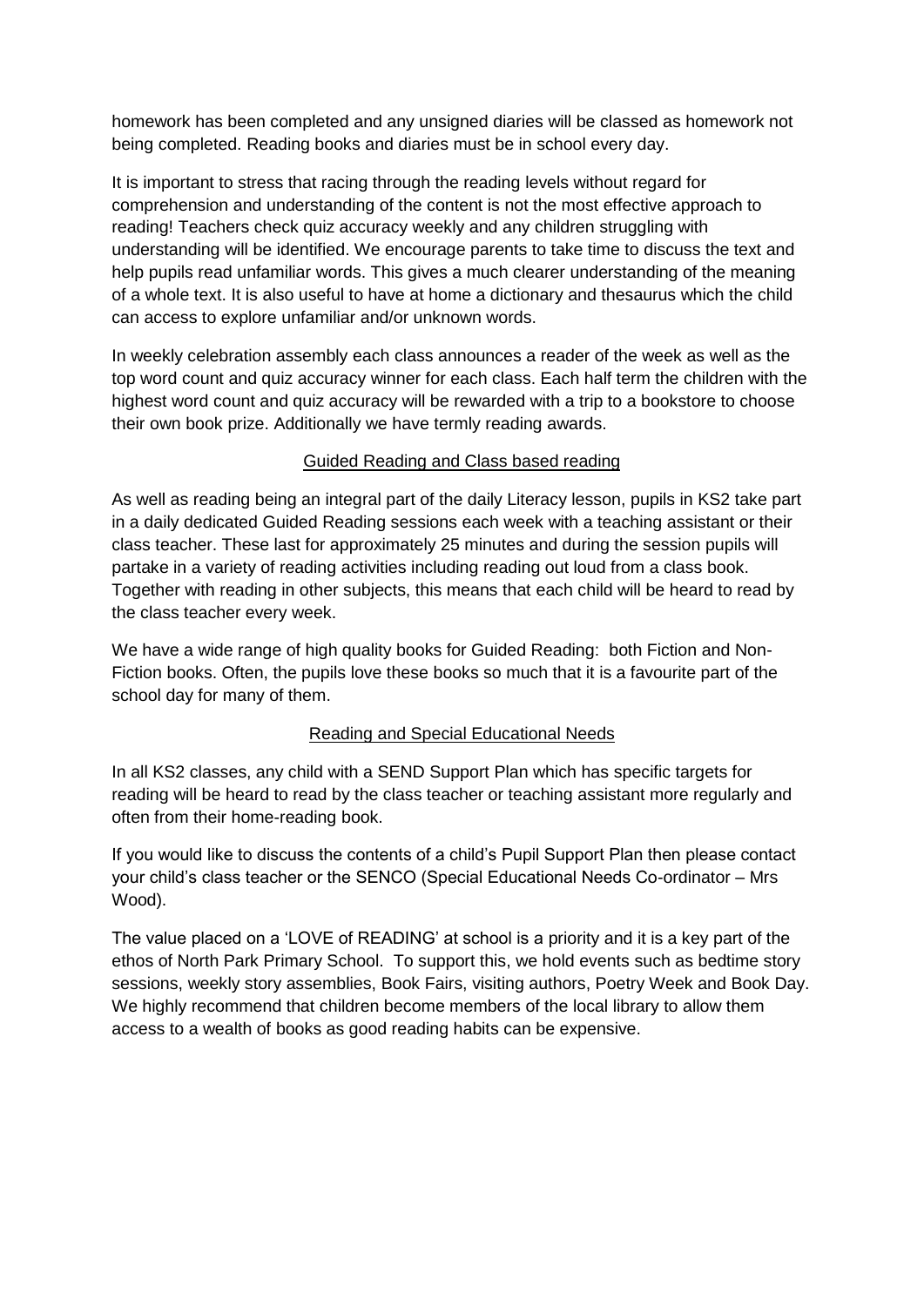homework has been completed and any unsigned diaries will be classed as homework not being completed. Reading books and diaries must be in school every day.

It is important to stress that racing through the reading levels without regard for comprehension and understanding of the content is not the most effective approach to reading! Teachers check quiz accuracy weekly and any children struggling with understanding will be identified. We encourage parents to take time to discuss the text and help pupils read unfamiliar words. This gives a much clearer understanding of the meaning of a whole text. It is also useful to have at home a dictionary and thesaurus which the child can access to explore unfamiliar and/or unknown words.

In weekly celebration assembly each class announces a reader of the week as well as the top word count and quiz accuracy winner for each class. Each half term the children with the highest word count and quiz accuracy will be rewarded with a trip to a bookstore to choose their own book prize. Additionally we have termly reading awards.

<u>Guided Reading and Class based reading</u>

As well as reading being an integral part of the daily Literacy lesson, pupils in KS2 take part in a daily dedicated Guided Reading sessions each week with a teaching assistant or their class teacher. These last for approximately 25 minutes and during the session pupils will partake in a variety of reading activities including reading out loud from a class book. Together with reading in other subjects, this means that each child will be heard to read by the class teacher every week.

We have a wide range of high quality books for Guided Reading: both Fiction and Non-Fiction books. Often, the pupils love these books so much that it is a favourite part of the school day for many of them.

<u>Reading and Special Educational Needs</u>

In all KS2 classes, any child with a SEND Support Plan which has specific targets for reading will be heard to read by the class teacher or teaching assistant more regularly and often from their home-reading book.

If you would like to discuss the contents of a child's Pupil Support Plan then please contact your child's class teacher or the SENCO (Special Educational Needs Co-ordinator – Mrs Wood).

The value placed on a 'LOVE of READING' at school is a priority and it is a key part of the ethos of North Park Primary School. To support this, we hold events such as bedtime story sessions, weekly story assemblies, Book Fairs, visiting authors, Poetry Week and Book Day. We highly recommend that children become members of the local library to allow them access to a wealth of books as good reading habits can be expensive.